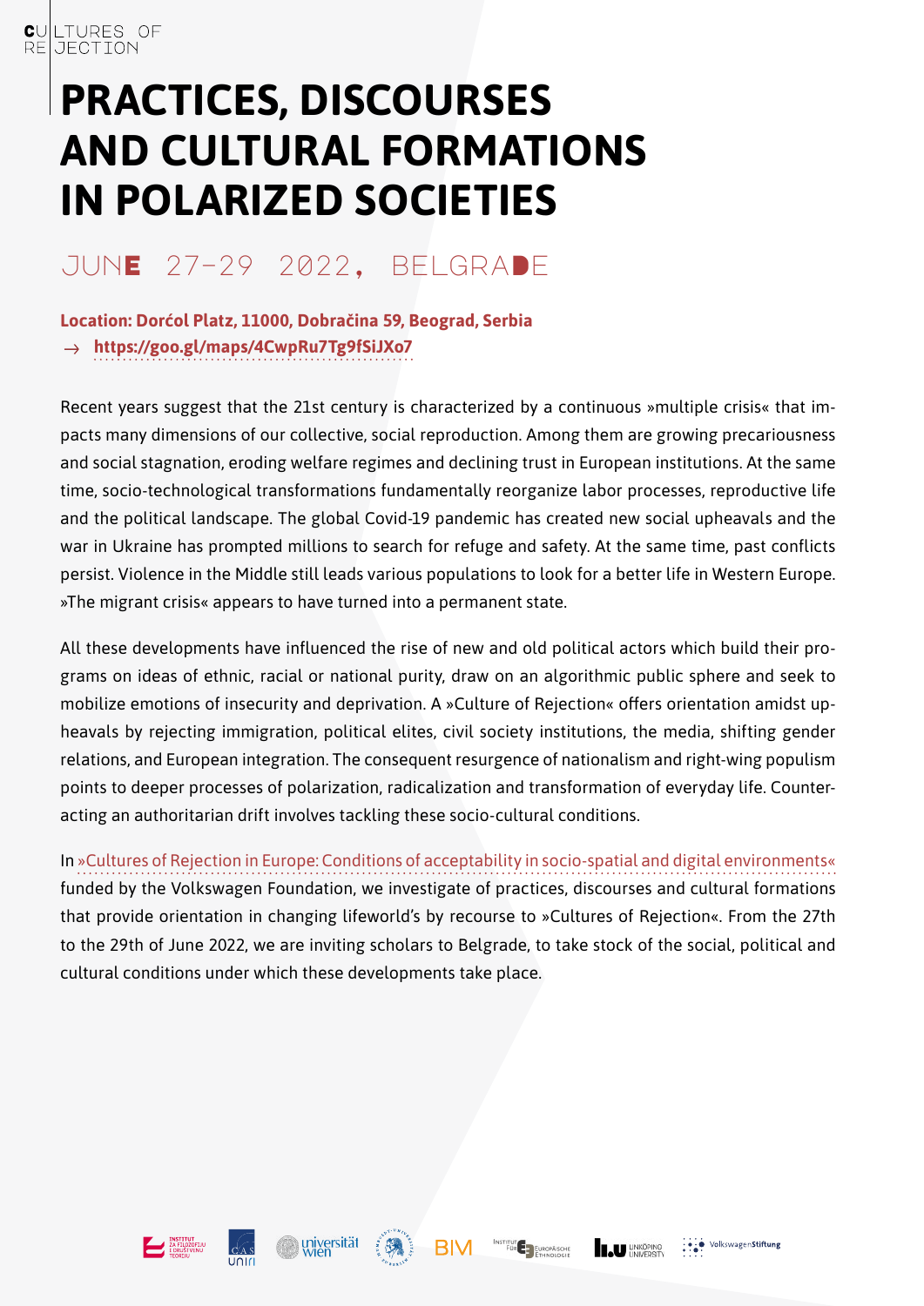CULTURES OF REJECTION

# PRACTICES, DISCOURSES AND CULTURAL FORMATIONS IN POLARIZED SOCIETIES

## JUNE 27–29 2022, BELGRADE

**Location: Dorćol Platz, 11000, Dobračina 59, Beograd, Serbia**
→ **https://goo.gl/maps/4CwpRu7Tg9fSiJXo7**

Recent years suggest that the 21st century is characterized by a continuous »multiple crisis« that impacts many dimensions of our collective, social reproduction. Among them are growing precariousness and social stagnation, eroding welfare regimes and declining trust in European institutions. At the same time, socio-technological transformations fundamentally reorganize labor processes, reproductive life and the political landscape. The global Covid-19 pandemic has created new social upheavals and the war in Ukraine has prompted millions to search for refuge and safety. At the same time, past conflicts persist. Violence in the Middle still leads various populations to look for a better life in Western Europe. »The migrant crisis« appears to have turned into a permanent state.

All these developments have influenced the rise of new and old political actors which build their programs on ideas of ethnic, racial or national purity, draw on an algorithmic public sphere and seek to mobilize emotions of insecurity and deprivation. A »Culture of Rejection« offers orientation amidst upheavals by rejecting immigration, political elites, civil society institutions, the media, shifting gender relations, and European integration. The consequent resurgence of nationalism and right-wing populism points to deeper processes of polarization, radicalization and transformation of everyday life. Counteracting an authoritarian drift involves tackling these socio-cultural conditions.

In »Cultures of Rejection in Europe: Conditions of acceptability in socio-spatial and digital environments« funded by the Volkswagen Foundation, we investigate of practices, discourses and cultural formations that provide orientation in changing lifeworld's by recourse to »Cultures of Rejection«. From the 27th to the 29th of June 2022, we are inviting scholars to Belgrade, to take stock of the social, political and cultural conditions under which these developments take place.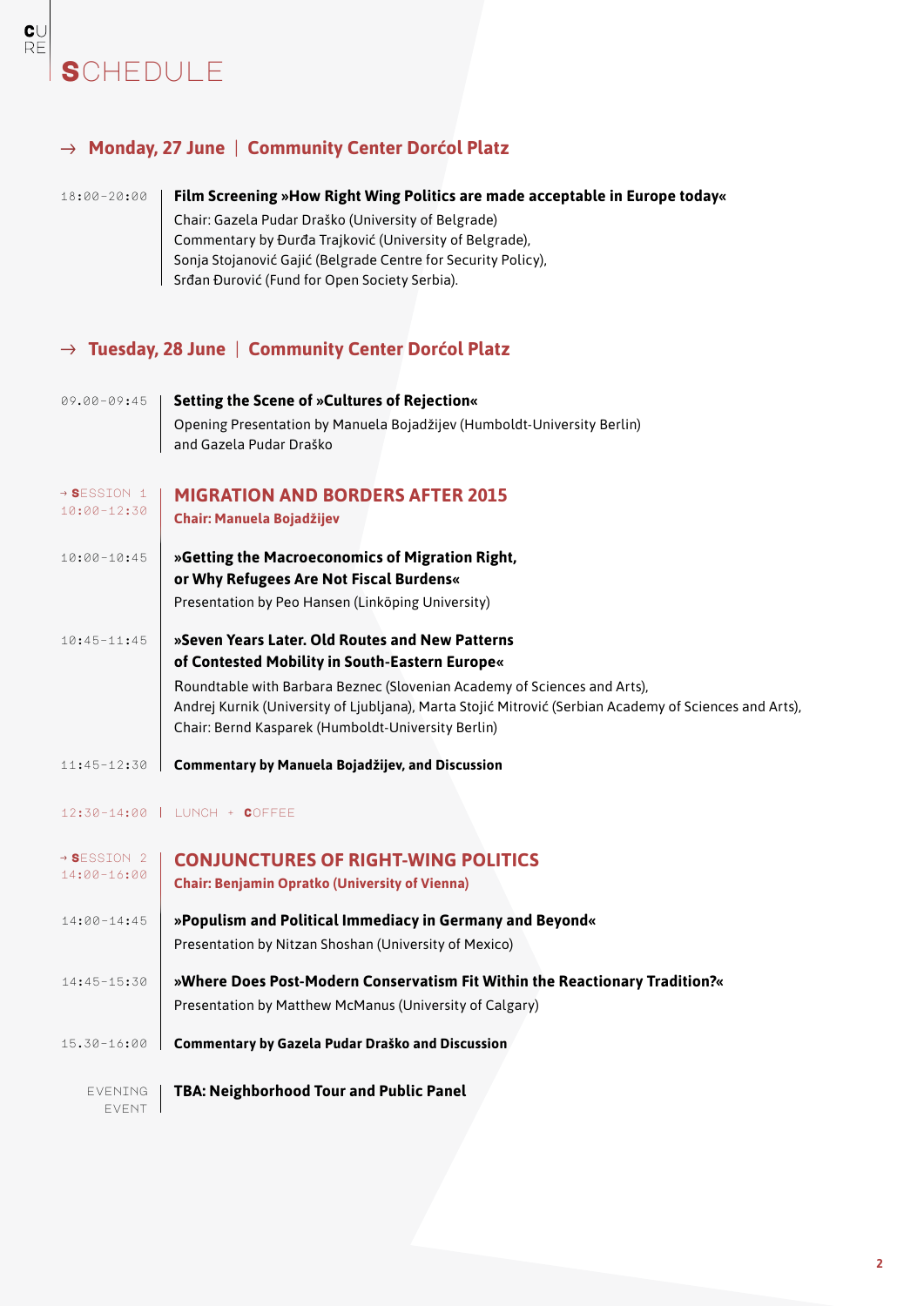# SCHEDULE

## → Monday, 27 June | Community Center Dorćol Platz

18:00–20:00 | **Film Screening »How Right Wing Politics are made acceptable in Europe today«**
Chair: Gazela Pudar Draško (University of Belgrade)
Commentary by Đurđa Trajković (University of Belgrade),
Sonja Stojanović Gajić (Belgrade Centre for Security Policy),
Srđan Đurović (Fund for Open Society Serbia).

## → Tuesday, 28 June | Community Center Dorćol Platz

09.00–09:45 | **Setting the Scene of »Cultures of Rejection«**
Opening Presentation by Manuela Bojadžijev (Humboldt-University Berlin)
and Gazela Pudar Draško

→ SESSION 1
10:00–12:30 | **MIGRATION AND BORDERS AFTER 2015**
**Chair: Manuela Bojadžijev**

10:00–10:45 | **»Getting the Macroeconomics of Migration Right, or Why Refugees Are Not Fiscal Burdens«**
Presentation by Peo Hansen (Linköping University)

10:45–11:45 | **»Seven Years Later. Old Routes and New Patterns of Contested Mobility in South-Eastern Europe«**
Roundtable with Barbara Beznec (Slovenian Academy of Sciences and Arts),
Andrej Kurnik (University of Ljubljana), Marta Stojić Mitrović (Serbian Academy of Sciences and Arts),
Chair: Bernd Kasparek (Humboldt-University Berlin)

11:45–12:30 | **Commentary by Manuela Bojadžijev, and Discussion**

12:30–14:00 | LUNCH + COFFEE

→ SESSION 2
14:00–16:00 | **CONJUNCTURES OF RIGHT-WING POLITICS**
**Chair: Benjamin Opratko (University of Vienna)**

14:00–14:45 | **»Populism and Political Immediacy in Germany and Beyond«**
Presentation by Nitzan Shoshan (University of Mexico)

14:45–15:30 | **»Where Does Post-Modern Conservatism Fit Within the Reactionary Tradition?«**
Presentation by Matthew McManus (University of Calgary)

15.30–16:00 | **Commentary by Gazela Pudar Draško and Discussion**

EVENING EVENT | **TBA: Neighborhood Tour and Public Panel**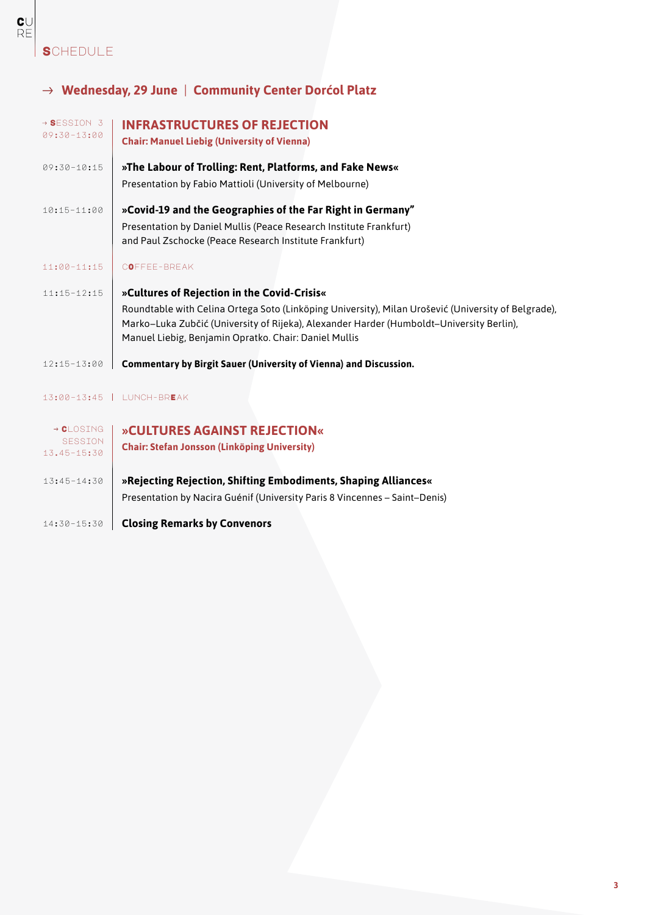## SCHEDULE

### → Wednesday, 29 June | Community Center Dorćol Platz

→ SESSION 3
09:30–13:00

## INFRASTRUCTURES OF REJECTION

**Chair: Manuel Liebig (University of Vienna)**

09:30–10:15
**»The Labour of Trolling: Rent, Platforms, and Fake News«**
Presentation by Fabio Mattioli (University of Melbourne)

10:15–11:00
**»Covid-19 and the Geographies of the Far Right in Germany”**
Presentation by Daniel Mullis (Peace Research Institute Frankfurt) and Paul Zschocke (Peace Research Institute Frankfurt)

11:00–11:15
COFFEE-BREAK

11:15–12:15
**»Cultures of Rejection in the Covid-Crisis«**
Roundtable with Celina Ortega Soto (Linköping University), Milan Urošević (University of Belgrade), Marko–Luka Zubčić (University of Rijeka), Alexander Harder (Humboldt–University Berlin), Manuel Liebig, Benjamin Opratko. Chair: Daniel Mullis

12:15–13:00
**Commentary by Birgit Sauer (University of Vienna) and Discussion.**

13:00–13:45 | LUNCH-BREAK

→ CLOSING SESSION
13.45–15:30

## »CULTURES AGAINST REJECTION«

**Chair: Stefan Jonsson (Linköping University)**

13:45–14:30
**»Rejecting Rejection, Shifting Embodiments, Shaping Alliances«**
Presentation by Nacira Guénif (University Paris 8 Vincennes – Saint–Denis)

14:30–15:30
**Closing Remarks by Convenors**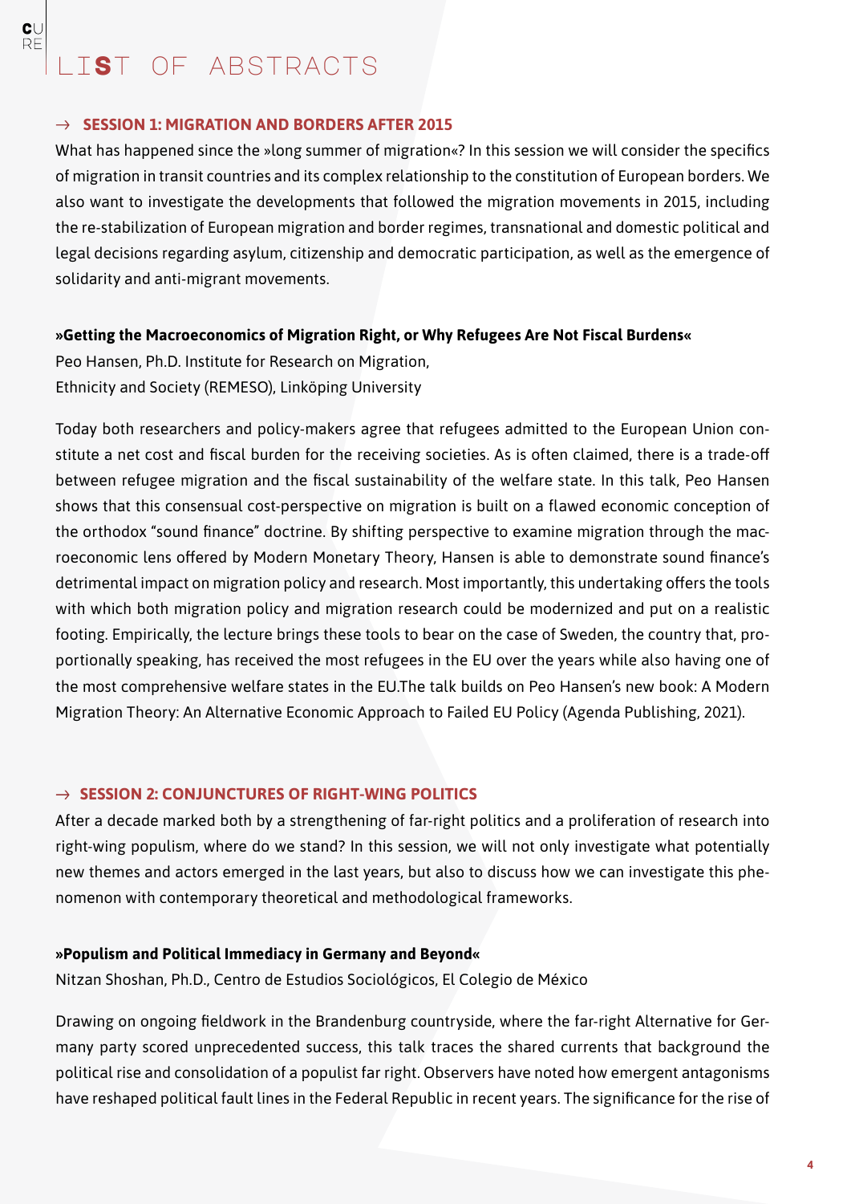# LIST OF ABSTRACTS

## → SESSION 1: MIGRATION AND BORDERS AFTER 2015

What has happened since the »long summer of migration«? In this session we will consider the specifics of migration in transit countries and its complex relationship to the constitution of European borders. We also want to investigate the developments that followed the migration movements in 2015, including the re-stabilization of European migration and border regimes, transnational and domestic political and legal decisions regarding asylum, citizenship and democratic participation, as well as the emergence of solidarity and anti-migrant movements.

### »Getting the Macroeconomics of Migration Right, or Why Refugees Are Not Fiscal Burdens«

Peo Hansen, Ph.D. Institute for Research on Migration, Ethnicity and Society (REMESO), Linköping University

Today both researchers and policy-makers agree that refugees admitted to the European Union constitute a net cost and fiscal burden for the receiving societies. As is often claimed, there is a trade-off between refugee migration and the fiscal sustainability of the welfare state. In this talk, Peo Hansen shows that this consensual cost-perspective on migration is built on a flawed economic conception of the orthodox "sound finance" doctrine. By shifting perspective to examine migration through the macroeconomic lens offered by Modern Monetary Theory, Hansen is able to demonstrate sound finance's detrimental impact on migration policy and research. Most importantly, this undertaking offers the tools with which both migration policy and migration research could be modernized and put on a realistic footing. Empirically, the lecture brings these tools to bear on the case of Sweden, the country that, proportionally speaking, has received the most refugees in the EU over the years while also having one of the most comprehensive welfare states in the EU.The talk builds on Peo Hansen's new book: A Modern Migration Theory: An Alternative Economic Approach to Failed EU Policy (Agenda Publishing, 2021).

## → SESSION 2: CONJUNCTURES OF RIGHT-WING POLITICS

After a decade marked both by a strengthening of far-right politics and a proliferation of research into right-wing populism, where do we stand? In this session, we will not only investigate what potentially new themes and actors emerged in the last years, but also to discuss how we can investigate this phenomenon with contemporary theoretical and methodological frameworks.

### »Populism and Political Immediacy in Germany and Beyond«

Nitzan Shoshan, Ph.D., Centro de Estudios Sociológicos, El Colegio de México

Drawing on ongoing fieldwork in the Brandenburg countryside, where the far-right Alternative for Germany party scored unprecedented success, this talk traces the shared currents that background the political rise and consolidation of a populist far right. Observers have noted how emergent antagonisms have reshaped political fault lines in the Federal Republic in recent years. The significance for the rise of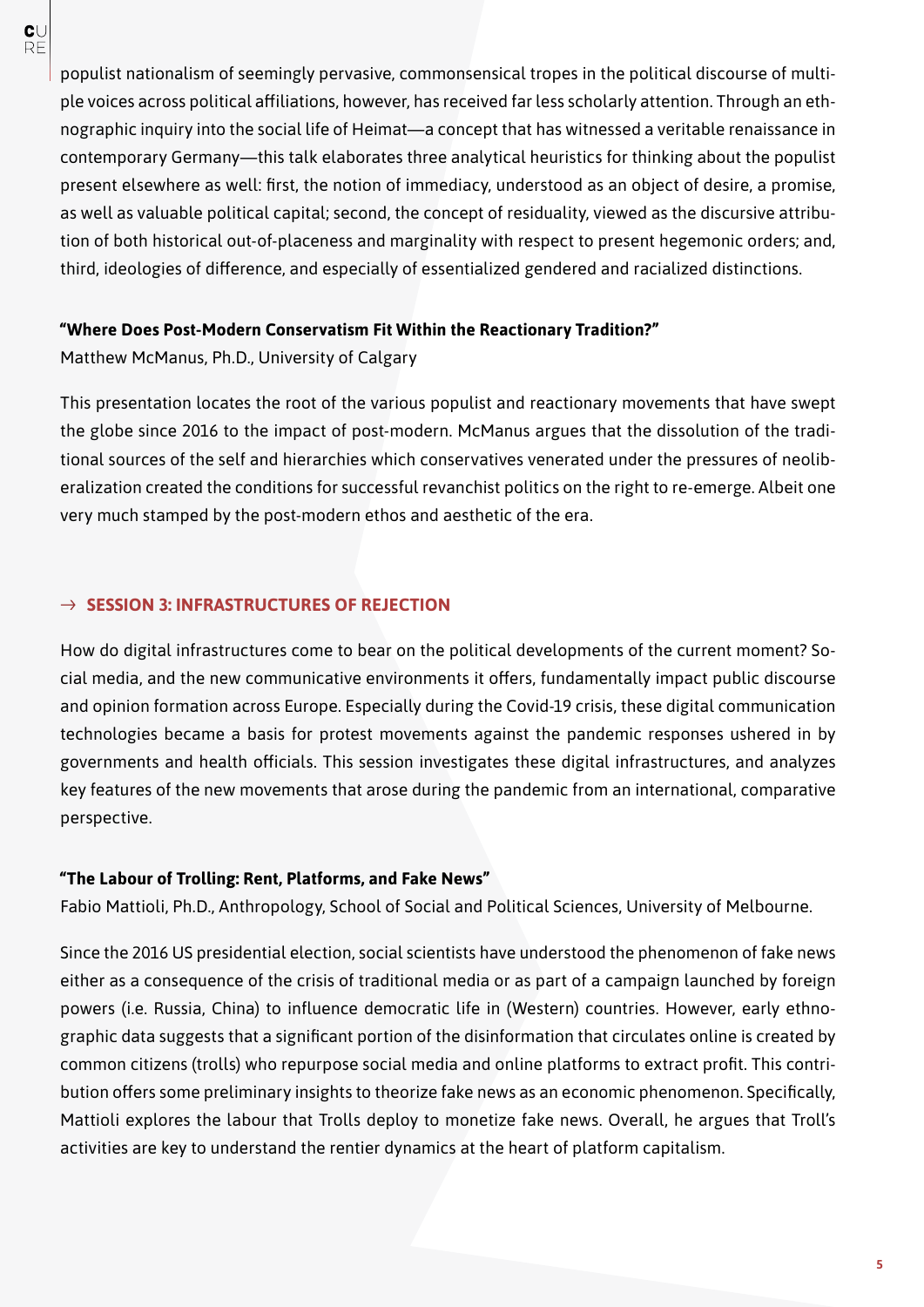populist nationalism of seemingly pervasive, commonsensical tropes in the political discourse of multiple voices across political affiliations, however, has received far less scholarly attention. Through an ethnographic inquiry into the social life of Heimat—a concept that has witnessed a veritable renaissance in contemporary Germany—this talk elaborates three analytical heuristics for thinking about the populist present elsewhere as well: first, the notion of immediacy, understood as an object of desire, a promise, as well as valuable political capital; second, the concept of residuality, viewed as the discursive attribution of both historical out-of-placeness and marginality with respect to present hegemonic orders; and, third, ideologies of difference, and especially of essentialized gendered and racialized distinctions.

**"Where Does Post-Modern Conservatism Fit Within the Reactionary Tradition?"**

Matthew McManus, Ph.D., University of Calgary

This presentation locates the root of the various populist and reactionary movements that have swept the globe since 2016 to the impact of post-modern. McManus argues that the dissolution of the traditional sources of the self and hierarchies which conservatives venerated under the pressures of neoliberalization created the conditions for successful revanchist politics on the right to re-emerge. Albeit one very much stamped by the post-modern ethos and aesthetic of the era.

## → SESSION 3: INFRASTRUCTURES OF REJECTION

How do digital infrastructures come to bear on the political developments of the current moment? Social media, and the new communicative environments it offers, fundamentally impact public discourse and opinion formation across Europe. Especially during the Covid-19 crisis, these digital communication technologies became a basis for protest movements against the pandemic responses ushered in by governments and health officials. This session investigates these digital infrastructures, and analyzes key features of the new movements that arose during the pandemic from an international, comparative perspective.

**"The Labour of Trolling: Rent, Platforms, and Fake News"**

Fabio Mattioli, Ph.D., Anthropology, School of Social and Political Sciences, University of Melbourne.

Since the 2016 US presidential election, social scientists have understood the phenomenon of fake news either as a consequence of the crisis of traditional media or as part of a campaign launched by foreign powers (i.e. Russia, China) to influence democratic life in (Western) countries. However, early ethnographic data suggests that a significant portion of the disinformation that circulates online is created by common citizens (trolls) who repurpose social media and online platforms to extract profit. This contribution offers some preliminary insights to theorize fake news as an economic phenomenon. Specifically, Mattioli explores the labour that Trolls deploy to monetize fake news. Overall, he argues that Troll's activities are key to understand the rentier dynamics at the heart of platform capitalism.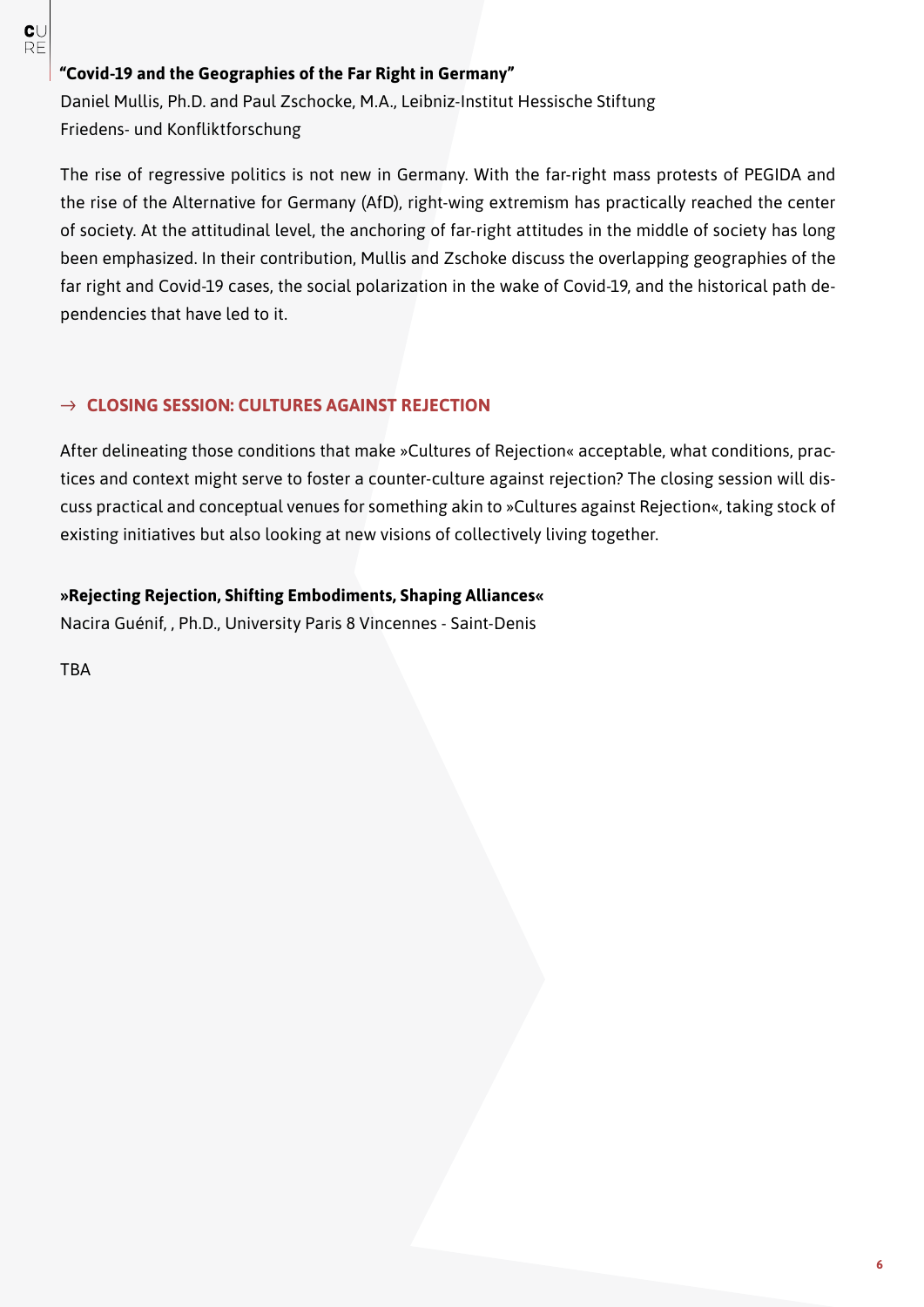**“Covid-19 and the Geographies of the Far Right in Germany”**

Daniel Mullis, Ph.D. and Paul Zschocke, M.A., Leibniz-Institut Hessische Stiftung Friedens- und Konfliktforschung

The rise of regressive politics is not new in Germany. With the far-right mass protests of PEGIDA and the rise of the Alternative for Germany (AfD), right-wing extremism has practically reached the center of society. At the attitudinal level, the anchoring of far-right attitudes in the middle of society has long been emphasized. In their contribution, Mullis and Zschoke discuss the overlapping geographies of the far right and Covid-19 cases, the social polarization in the wake of Covid-19, and the historical path dependencies that have led to it.

## → CLOSING SESSION: CULTURES AGAINST REJECTION

After delineating those conditions that make »Cultures of Rejection« acceptable, what conditions, practices and context might serve to foster a counter-culture against rejection? The closing session will discuss practical and conceptual venues for something akin to »Cultures against Rejection«, taking stock of existing initiatives but also looking at new visions of collectively living together.

**»Rejecting Rejection, Shifting Embodiments, Shaping Alliances«**

Nacira Guénif, , Ph.D., University Paris 8 Vincennes - Saint-Denis

TBA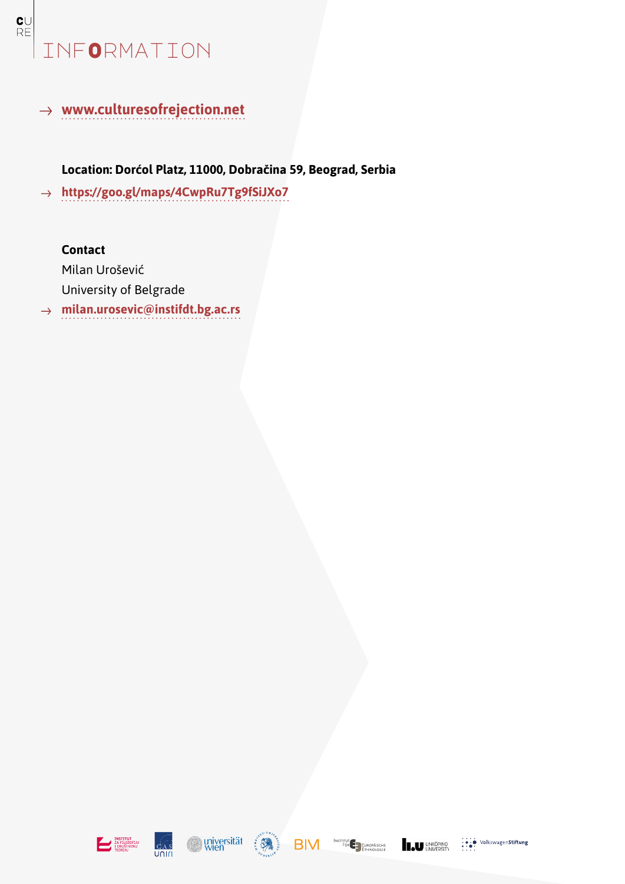# INFORMATION

→ www.culturesofrejection.net

**Location: Dorćol Platz, 11000, Dobračina 59, Beograd, Serbia**

→ https://goo.gl/maps/4CwpRu7Tg9fSiJXo7

**Contact**

Milan Urošević

University of Belgrade

→ milan.urosevic@instifdt.bg.ac.rs